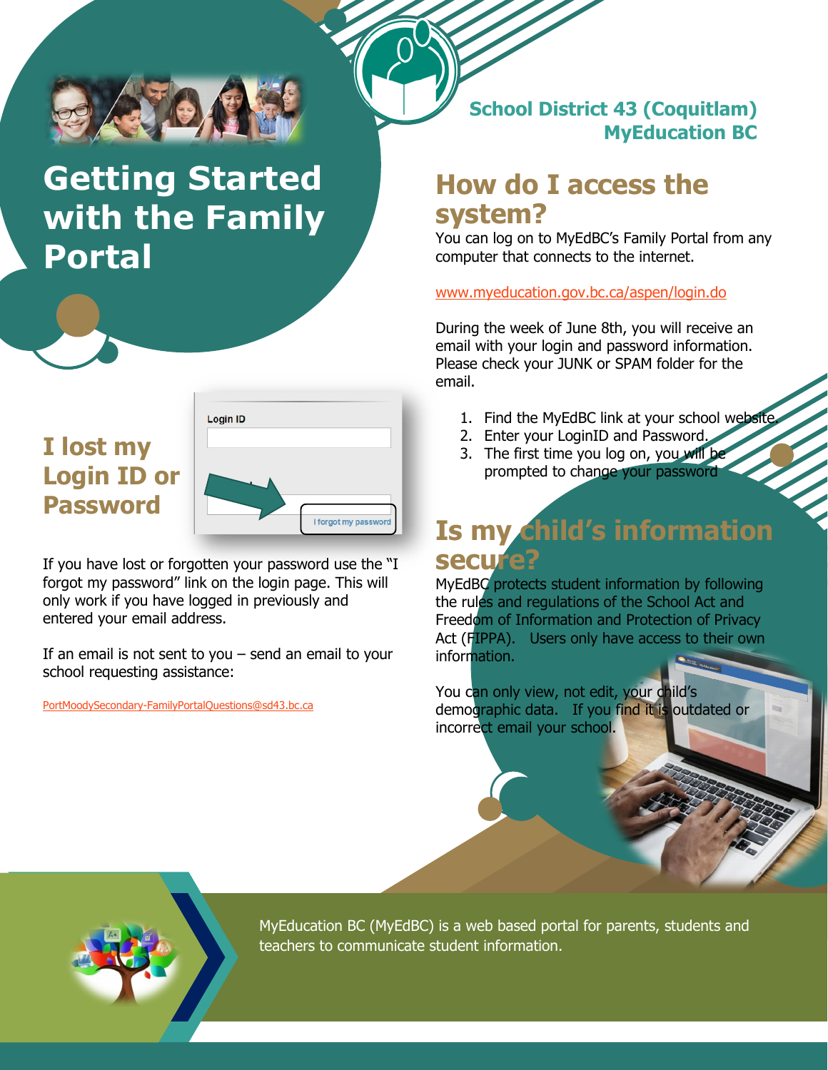# Getting Started with the Family Portal

**School District 43 (Coquitlam)**
**MyEducation BC**

## How do I access the system?

You can log on to MyEdBC's Family Portal from any computer that connects to the internet.

www.myeducation.gov.bc.ca/aspen/login.do

During the week of June 8th, you will receive an email with your login and password information. Please check your JUNK or SPAM folder for the email.

1. Find the MyEdBC link at your school website.
2. Enter your LoginID and Password.
3. The first time you log on, you will be prompted to change your password

## Is my child's information secure?

MyEdBC protects student information by following the rules and regulations of the School Act and Freedom of Information and Protection of Privacy Act (FIPPA). Users only have access to their own information.

You can only view, not edit, your child's demographic data. If you find it is outdated or incorrect email your school.

## I lost my Login ID or Password

If you have lost or forgotten your password use the "I forgot my password" link on the login page. This will only work if you have logged in previously and entered your email address.

If an email is not sent to you – send an email to your school requesting assistance:

PortMoodySecondary-FamilyPortalQuestions@sd43.bc.ca

MyEducation BC (MyEdBC) is a web based portal for parents, students and teachers to communicate student information.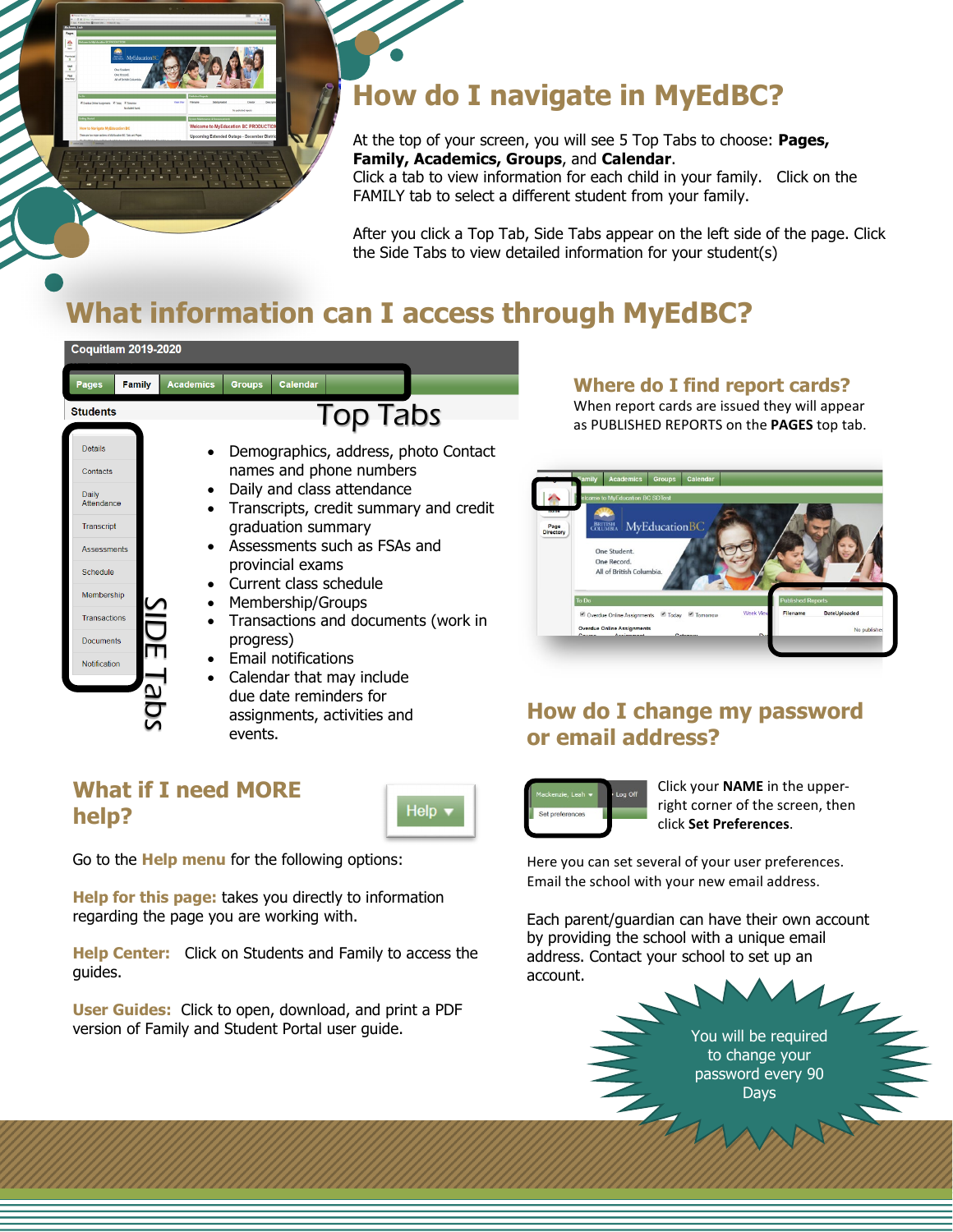# How do I navigate in MyEdBC?

At the top of your screen, you will see 5 Top Tabs to choose: **Pages, Family, Academics, Groups**, and **Calendar**.
Click a tab to view information for each child in your family. Click on the FAMILY tab to select a different student from your family.

After you click a Top Tab, Side Tabs appear on the left side of the page. Click the Side Tabs to view detailed information for your student(s)

# What information can I access through MyEdBC?

Coquitlam 2019-2020

Pages | Family | Academics | Groups | Calendar

Top Tabs

Students

Details
Contacts
Daily Attendance
Transcript
Assessments
Schedule
Membership
Transactions
Documents
Notification

SIDE Tabs

- Demographics, address, photo Contact names and phone numbers
- Daily and class attendance
- Transcripts, credit summary and credit graduation summary
- Assessments such as FSAs and provincial exams
- Current class schedule
- Membership/Groups
- Transactions and documents (work in progress)
- Email notifications
- Calendar that may include due date reminders for assignments, activities and events.

## Where do I find report cards?

When report cards are issued they will appear as PUBLISHED REPORTS on the **PAGES** top tab.

## How do I change my password or email address?

Click your **NAME** in the upper-right corner of the screen, then click **Set Preferences**.

Here you can set several of your user preferences. Email the school with your new email address.

Each parent/guardian can have their own account by providing the school with a unique email address. Contact your school to set up an account.

You will be required to change your password every 90 Days

## What if I need MORE help?

Help ▾

Go to the **Help menu** for the following options:

**Help for this page:** takes you directly to information regarding the page you are working with.

**Help Center:** Click on Students and Family to access the guides.

**User Guides:** Click to open, download, and print a PDF version of Family and Student Portal user guide.